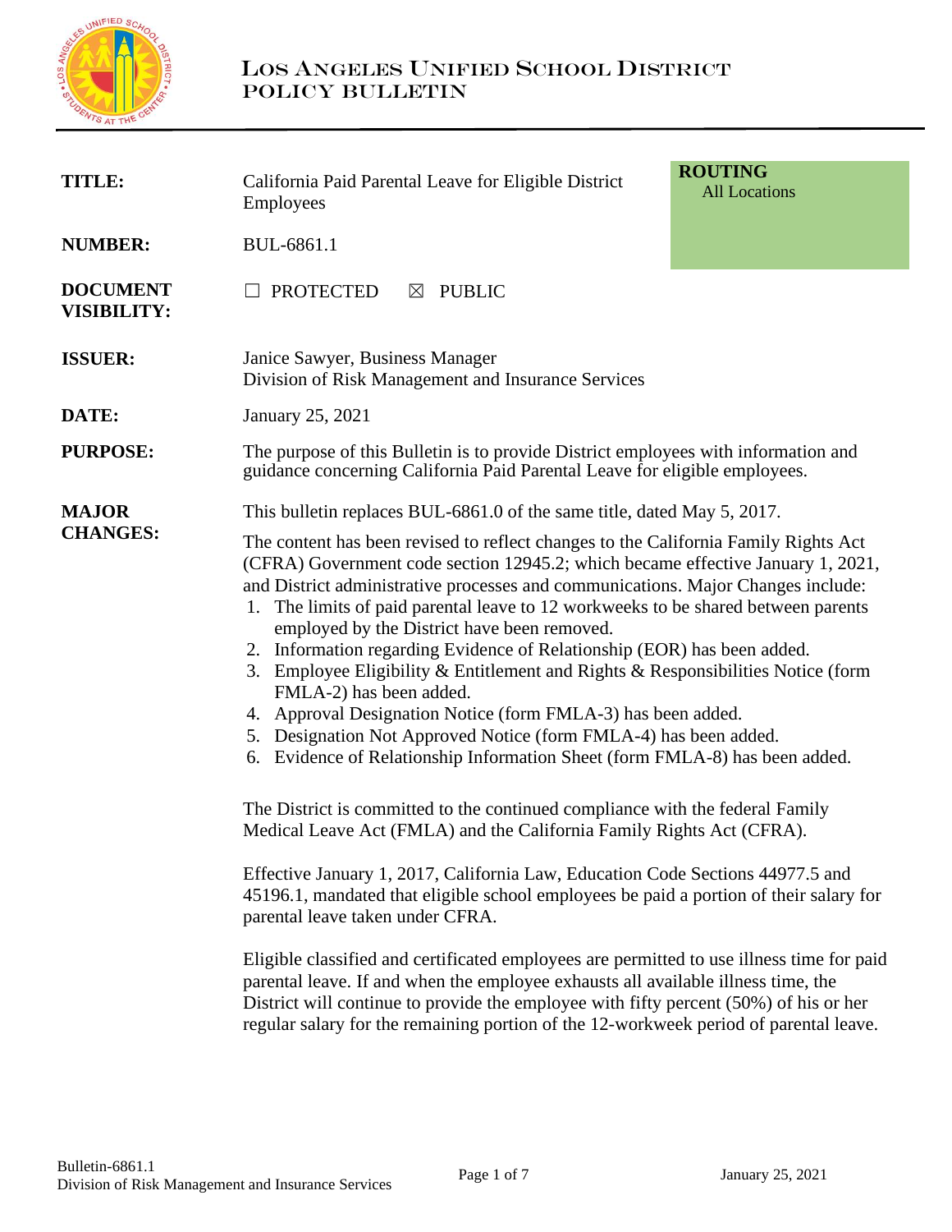# LOS ANGELES UNIFIED SCHOOL DISTRICT
## POLICY BULLETIN

| | | |
|---|---|---|
| **TITLE:** | California Paid Parental Leave for Eligible District Employees | **ROUTING** All Locations |
| **NUMBER:** | BUL-6861.1 | |
| **DOCUMENT VISIBILITY:** | ☐ PROTECTED ☒ PUBLIC | |
| **ISSUER:** | Janice Sawyer, Business Manager<br>Division of Risk Management and Insurance Services | |
| **DATE:** | January 25, 2021 | |

**PURPOSE:** The purpose of this Bulletin is to provide District employees with information and guidance concerning California Paid Parental Leave for eligible employees.

**MAJOR CHANGES:** This bulletin replaces BUL-6861.0 of the same title, dated May 5, 2017.

The content has been revised to reflect changes to the California Family Rights Act (CFRA) Government code section 12945.2; which became effective January 1, 2021, and District administrative processes and communications. Major Changes include:

1. The limits of paid parental leave to 12 workweeks to be shared between parents employed by the District have been removed.
2. Information regarding Evidence of Relationship (EOR) has been added.
3. Employee Eligibility & Entitlement and Rights & Responsibilities Notice (form FMLA-2) has been added.
4. Approval Designation Notice (form FMLA-3) has been added.
5. Designation Not Approved Notice (form FMLA-4) has been added.
6. Evidence of Relationship Information Sheet (form FMLA-8) has been added.

The District is committed to the continued compliance with the federal Family Medical Leave Act (FMLA) and the California Family Rights Act (CFRA).

Effective January 1, 2017, California Law, Education Code Sections 44977.5 and 45196.1, mandated that eligible school employees be paid a portion of their salary for parental leave taken under CFRA.

Eligible classified and certificated employees are permitted to use illness time for paid parental leave. If and when the employee exhausts all available illness time, the District will continue to provide the employee with fifty percent (50%) of his or her regular salary for the remaining portion of the 12-workweek period of parental leave.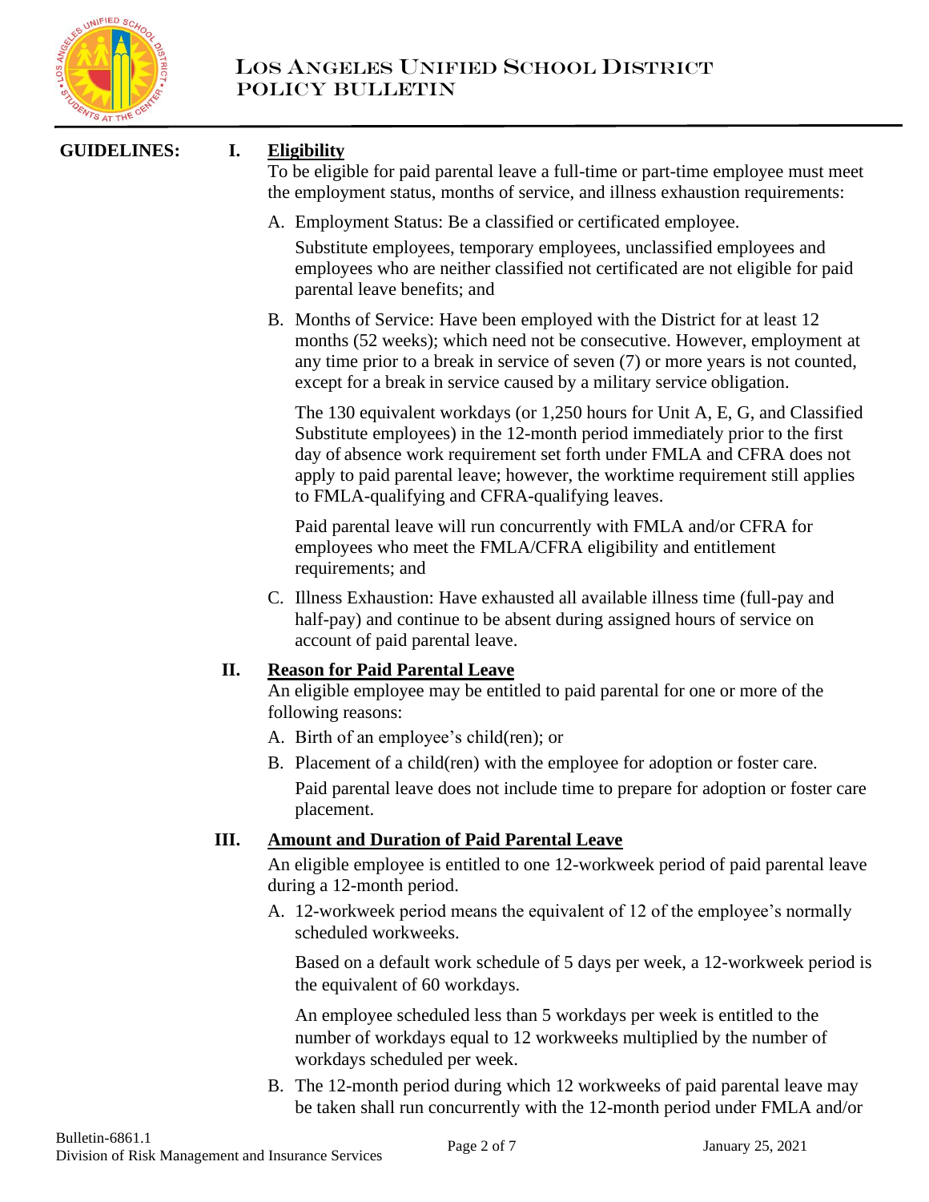**GUIDELINES:**

## I. Eligibility

To be eligible for paid parental leave a full-time or part-time employee must meet the employment status, months of service, and illness exhaustion requirements:

A. Employment Status: Be a classified or certificated employee.

Substitute employees, temporary employees, unclassified employees and employees who are neither classified not certificated are not eligible for paid parental leave benefits; and

B. Months of Service: Have been employed with the District for at least 12 months (52 weeks); which need not be consecutive. However, employment at any time prior to a break in service of seven (7) or more years is not counted, except for a break in service caused by a military service obligation.

The 130 equivalent workdays (or 1,250 hours for Unit A, E, G, and Classified Substitute employees) in the 12-month period immediately prior to the first day of absence work requirement set forth under FMLA and CFRA does not apply to paid parental leave; however, the worktime requirement still applies to FMLA-qualifying and CFRA-qualifying leaves.

Paid parental leave will run concurrently with FMLA and/or CFRA for employees who meet the FMLA/CFRA eligibility and entitlement requirements; and

C. Illness Exhaustion: Have exhausted all available illness time (full-pay and half-pay) and continue to be absent during assigned hours of service on account of paid parental leave.

## II. Reason for Paid Parental Leave

An eligible employee may be entitled to paid parental for one or more of the following reasons:

A. Birth of an employee's child(ren); or

B. Placement of a child(ren) with the employee for adoption or foster care.

Paid parental leave does not include time to prepare for adoption or foster care placement.

## III. Amount and Duration of Paid Parental Leave

An eligible employee is entitled to one 12-workweek period of paid parental leave during a 12-month period.

A. 12-workweek period means the equivalent of 12 of the employee's normally scheduled workweeks.

Based on a default work schedule of 5 days per week, a 12-workweek period is the equivalent of 60 workdays.

An employee scheduled less than 5 workdays per week is entitled to the number of workdays equal to 12 workweeks multiplied by the number of workdays scheduled per week.

B. The 12-month period during which 12 workweeks of paid parental leave may be taken shall run concurrently with the 12-month period under FMLA and/or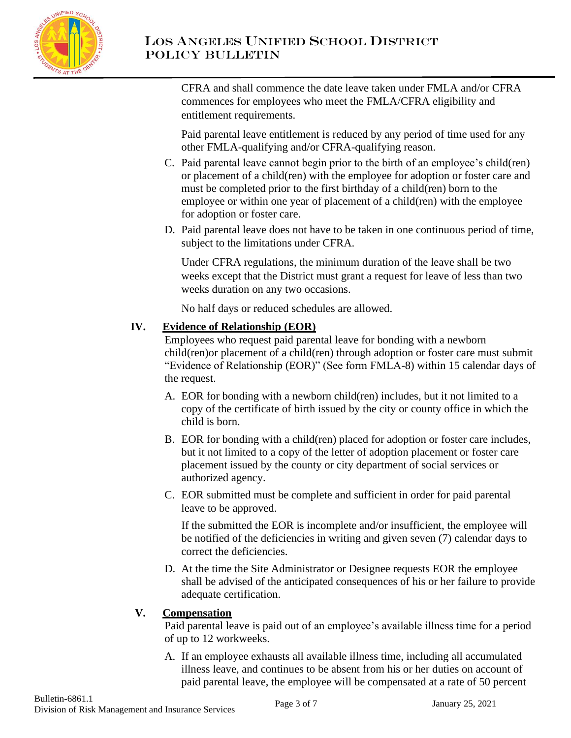CFRA and shall commence the date leave taken under FMLA and/or CFRA commences for employees who meet the FMLA/CFRA eligibility and entitlement requirements.

Paid parental leave entitlement is reduced by any period of time used for any other FMLA-qualifying and/or CFRA-qualifying reason.

C. Paid parental leave cannot begin prior to the birth of an employee's child(ren) or placement of a child(ren) with the employee for adoption or foster care and must be completed prior to the first birthday of a child(ren) born to the employee or within one year of placement of a child(ren) with the employee for adoption or foster care.

D. Paid parental leave does not have to be taken in one continuous period of time, subject to the limitations under CFRA.

Under CFRA regulations, the minimum duration of the leave shall be two weeks except that the District must grant a request for leave of less than two weeks duration on any two occasions.

No half days or reduced schedules are allowed.

## IV. Evidence of Relationship (EOR)

Employees who request paid parental leave for bonding with a newborn child(ren)or placement of a child(ren) through adoption or foster care must submit "Evidence of Relationship (EOR)" (See form FMLA-8) within 15 calendar days of the request.

A. EOR for bonding with a newborn child(ren) includes, but it not limited to a copy of the certificate of birth issued by the city or county office in which the child is born.

B. EOR for bonding with a child(ren) placed for adoption or foster care includes, but it not limited to a copy of the letter of adoption placement or foster care placement issued by the county or city department of social services or authorized agency.

C. EOR submitted must be complete and sufficient in order for paid parental leave to be approved.

If the submitted the EOR is incomplete and/or insufficient, the employee will be notified of the deficiencies in writing and given seven (7) calendar days to correct the deficiencies.

D. At the time the Site Administrator or Designee requests EOR the employee shall be advised of the anticipated consequences of his or her failure to provide adequate certification.

## V. Compensation

Paid parental leave is paid out of an employee's available illness time for a period of up to 12 workweeks.

A. If an employee exhausts all available illness time, including all accumulated illness leave, and continues to be absent from his or her duties on account of paid parental leave, the employee will be compensated at a rate of 50 percent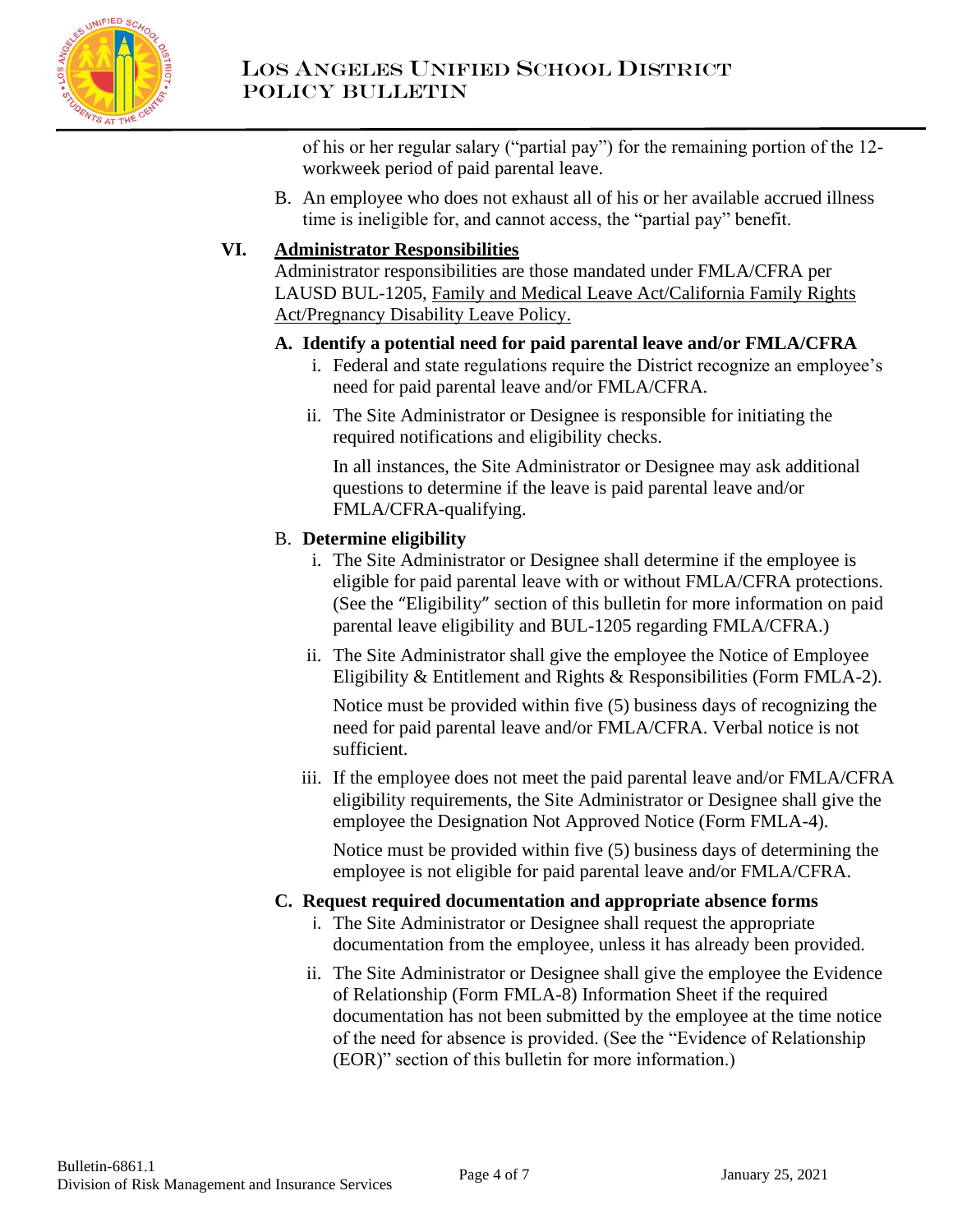of his or her regular salary ("partial pay") for the remaining portion of the 12-workweek period of paid parental leave.

B. An employee who does not exhaust all of his or her available accrued illness time is ineligible for, and cannot access, the "partial pay" benefit.

## VI. Administrator Responsibilities

Administrator responsibilities are those mandated under FMLA/CFRA per LAUSD BUL-1205, Family and Medical Leave Act/California Family Rights Act/Pregnancy Disability Leave Policy.

### A. Identify a potential need for paid parental leave and/or FMLA/CFRA

i. Federal and state regulations require the District recognize an employee's need for paid parental leave and/or FMLA/CFRA.

ii. The Site Administrator or Designee is responsible for initiating the required notifications and eligibility checks.

In all instances, the Site Administrator or Designee may ask additional questions to determine if the leave is paid parental leave and/or FMLA/CFRA-qualifying.

### B. Determine eligibility

i. The Site Administrator or Designee shall determine if the employee is eligible for paid parental leave with or without FMLA/CFRA protections. (See the "Eligibility" section of this bulletin for more information on paid parental leave eligibility and BUL-1205 regarding FMLA/CFRA.)

ii. The Site Administrator shall give the employee the Notice of Employee Eligibility & Entitlement and Rights & Responsibilities (Form FMLA-2).

Notice must be provided within five (5) business days of recognizing the need for paid parental leave and/or FMLA/CFRA. Verbal notice is not sufficient.

iii. If the employee does not meet the paid parental leave and/or FMLA/CFRA eligibility requirements, the Site Administrator or Designee shall give the employee the Designation Not Approved Notice (Form FMLA-4).

Notice must be provided within five (5) business days of determining the employee is not eligible for paid parental leave and/or FMLA/CFRA.

### C. Request required documentation and appropriate absence forms

i. The Site Administrator or Designee shall request the appropriate documentation from the employee, unless it has already been provided.

ii. The Site Administrator or Designee shall give the employee the Evidence of Relationship (Form FMLA-8) Information Sheet if the required documentation has not been submitted by the employee at the time notice of the need for absence is provided. (See the "Evidence of Relationship (EOR)" section of this bulletin for more information.)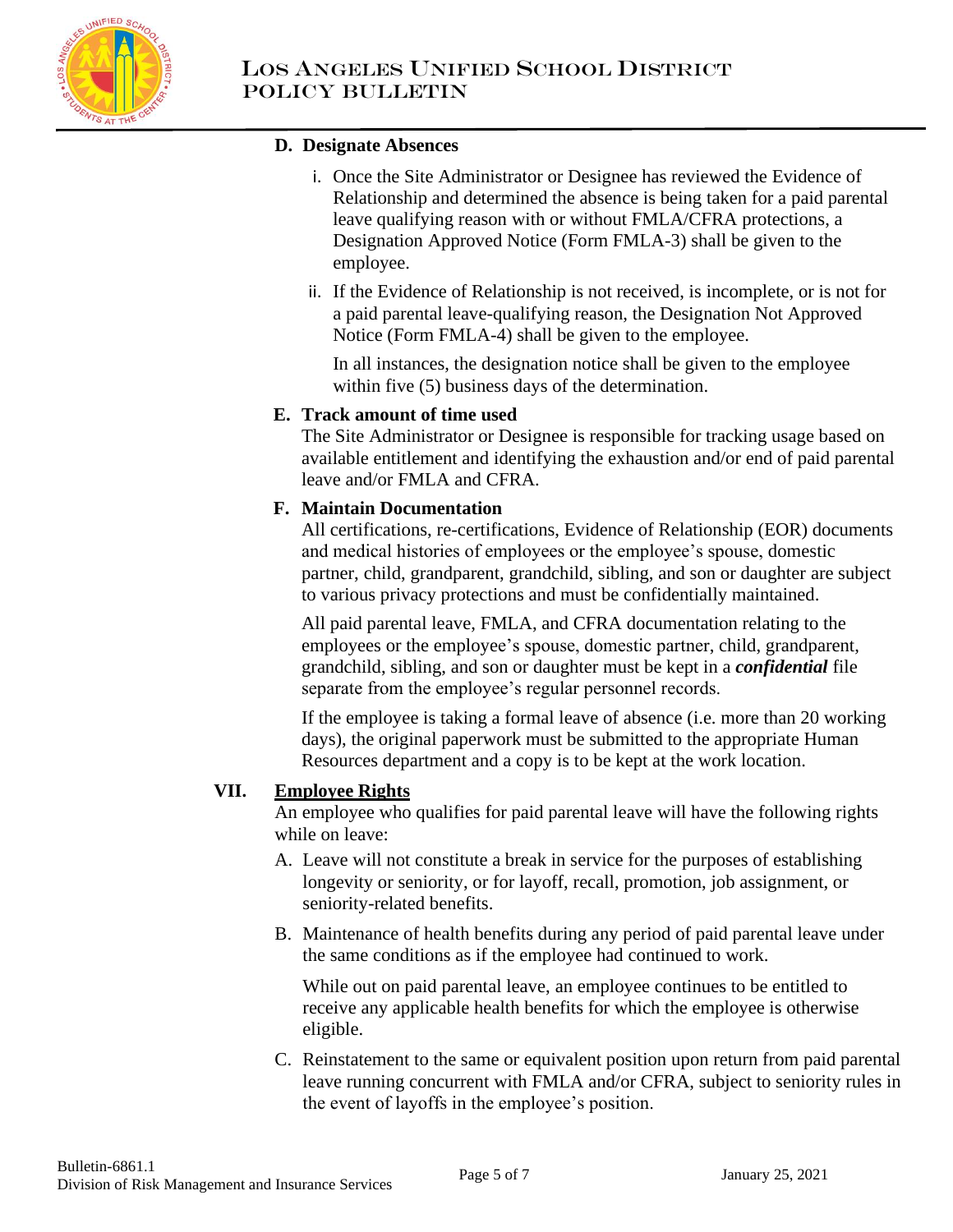### D. Designate Absences

i. Once the Site Administrator or Designee has reviewed the Evidence of Relationship and determined the absence is being taken for a paid parental leave qualifying reason with or without FMLA/CFRA protections, a Designation Approved Notice (Form FMLA-3) shall be given to the employee.

ii. If the Evidence of Relationship is not received, is incomplete, or is not for a paid parental leave-qualifying reason, the Designation Not Approved Notice (Form FMLA-4) shall be given to the employee.

In all instances, the designation notice shall be given to the employee within five (5) business days of the determination.

### E. Track amount of time used

The Site Administrator or Designee is responsible for tracking usage based on available entitlement and identifying the exhaustion and/or end of paid parental leave and/or FMLA and CFRA.

### F. Maintain Documentation

All certifications, re-certifications, Evidence of Relationship (EOR) documents and medical histories of employees or the employee's spouse, domestic partner, child, grandparent, grandchild, sibling, and son or daughter are subject to various privacy protections and must be confidentially maintained.

All paid parental leave, FMLA, and CFRA documentation relating to the employees or the employee's spouse, domestic partner, child, grandparent, grandchild, sibling, and son or daughter must be kept in a ***confidential*** file separate from the employee's regular personnel records.

If the employee is taking a formal leave of absence (i.e. more than 20 working days), the original paperwork must be submitted to the appropriate Human Resources department and a copy is to be kept at the work location.

## VII. Employee Rights

An employee who qualifies for paid parental leave will have the following rights while on leave:

A. Leave will not constitute a break in service for the purposes of establishing longevity or seniority, or for layoff, recall, promotion, job assignment, or seniority-related benefits.

B. Maintenance of health benefits during any period of paid parental leave under the same conditions as if the employee had continued to work.

While out on paid parental leave, an employee continues to be entitled to receive any applicable health benefits for which the employee is otherwise eligible.

C. Reinstatement to the same or equivalent position upon return from paid parental leave running concurrent with FMLA and/or CFRA, subject to seniority rules in the event of layoffs in the employee's position.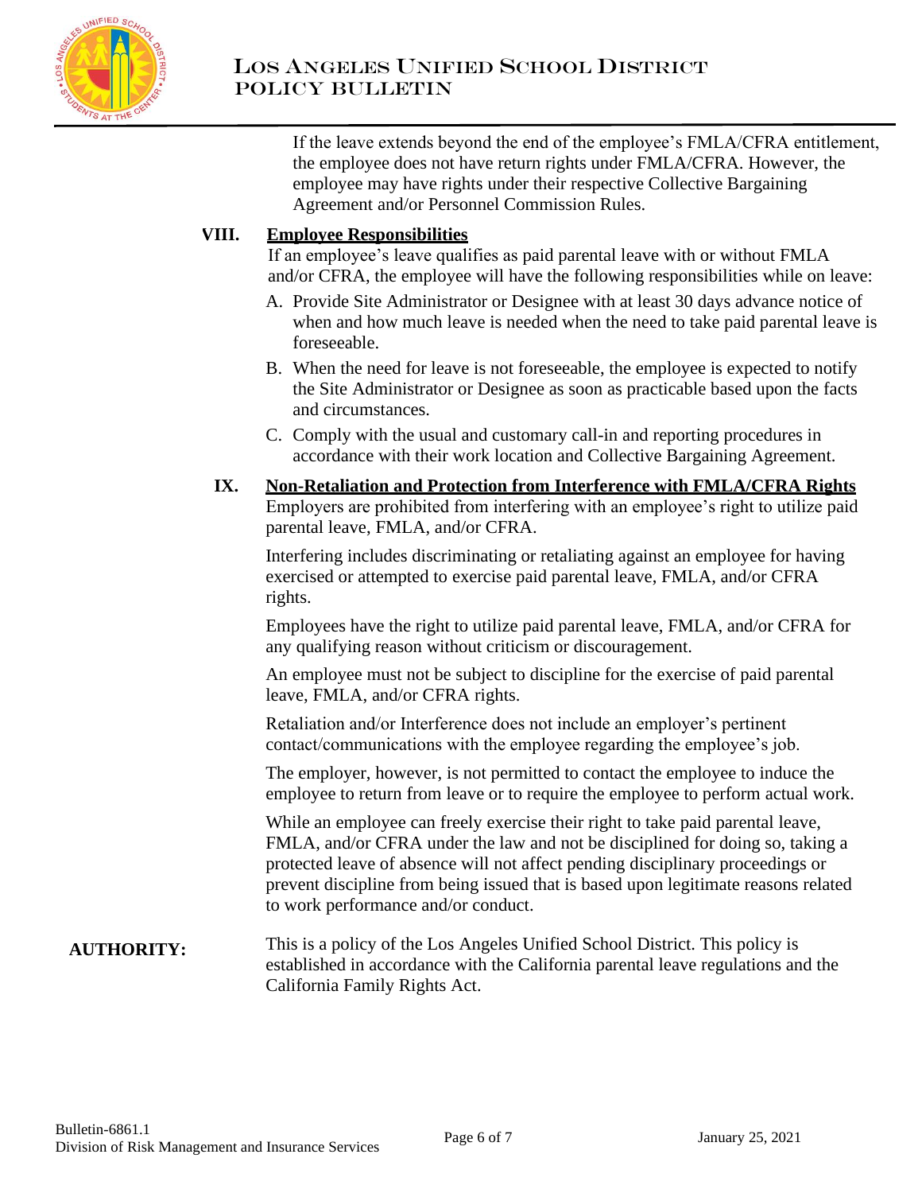If the leave extends beyond the end of the employee's FMLA/CFRA entitlement, the employee does not have return rights under FMLA/CFRA. However, the employee may have rights under their respective Collective Bargaining Agreement and/or Personnel Commission Rules.

## VIII. Employee Responsibilities

If an employee's leave qualifies as paid parental leave with or without FMLA and/or CFRA, the employee will have the following responsibilities while on leave:

A. Provide Site Administrator or Designee with at least 30 days advance notice of when and how much leave is needed when the need to take paid parental leave is foreseeable.

B. When the need for leave is not foreseeable, the employee is expected to notify the Site Administrator or Designee as soon as practicable based upon the facts and circumstances.

C. Comply with the usual and customary call-in and reporting procedures in accordance with their work location and Collective Bargaining Agreement.

## IX. Non-Retaliation and Protection from Interference with FMLA/CFRA Rights

Employers are prohibited from interfering with an employee's right to utilize paid parental leave, FMLA, and/or CFRA.

Interfering includes discriminating or retaliating against an employee for having exercised or attempted to exercise paid parental leave, FMLA, and/or CFRA rights.

Employees have the right to utilize paid parental leave, FMLA, and/or CFRA for any qualifying reason without criticism or discouragement.

An employee must not be subject to discipline for the exercise of paid parental leave, FMLA, and/or CFRA rights.

Retaliation and/or Interference does not include an employer's pertinent contact/communications with the employee regarding the employee's job.

The employer, however, is not permitted to contact the employee to induce the employee to return from leave or to require the employee to perform actual work.

While an employee can freely exercise their right to take paid parental leave, FMLA, and/or CFRA under the law and not be disciplined for doing so, taking a protected leave of absence will not affect pending disciplinary proceedings or prevent discipline from being issued that is based upon legitimate reasons related to work performance and/or conduct.

**AUTHORITY:** This is a policy of the Los Angeles Unified School District. This policy is established in accordance with the California parental leave regulations and the California Family Rights Act.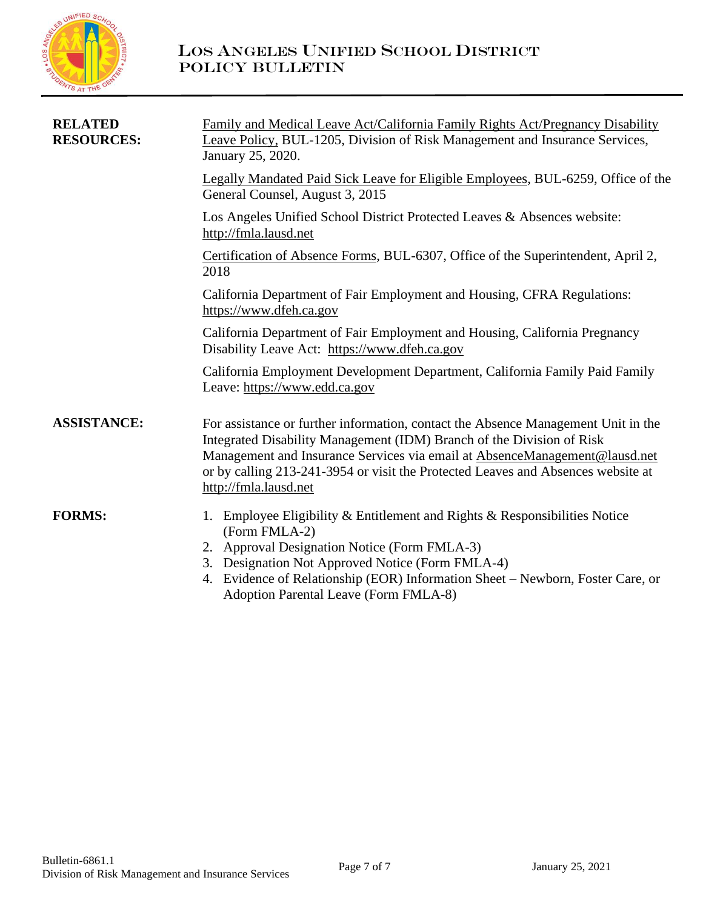**RELATED RESOURCES:**

Family and Medical Leave Act/California Family Rights Act/Pregnancy Disability Leave Policy, BUL-1205, Division of Risk Management and Insurance Services, January 25, 2020.

Legally Mandated Paid Sick Leave for Eligible Employees, BUL-6259, Office of the General Counsel, August 3, 2015

Los Angeles Unified School District Protected Leaves & Absences website: http://fmla.lausd.net

Certification of Absence Forms, BUL-6307, Office of the Superintendent, April 2, 2018

California Department of Fair Employment and Housing, CFRA Regulations: https://www.dfeh.ca.gov

California Department of Fair Employment and Housing, California Pregnancy Disability Leave Act: https://www.dfeh.ca.gov

California Employment Development Department, California Family Paid Family Leave: https://www.edd.ca.gov

**ASSISTANCE:**

For assistance or further information, contact the Absence Management Unit in the Integrated Disability Management (IDM) Branch of the Division of Risk Management and Insurance Services via email at AbsenceManagement@lausd.net or by calling 213-241-3954 or visit the Protected Leaves and Absences website at http://fmla.lausd.net

**FORMS:**

1. Employee Eligibility & Entitlement and Rights & Responsibilities Notice (Form FMLA-2)
2. Approval Designation Notice (Form FMLA-3)
3. Designation Not Approved Notice (Form FMLA-4)
4. Evidence of Relationship (EOR) Information Sheet – Newborn, Foster Care, or Adoption Parental Leave (Form FMLA-8)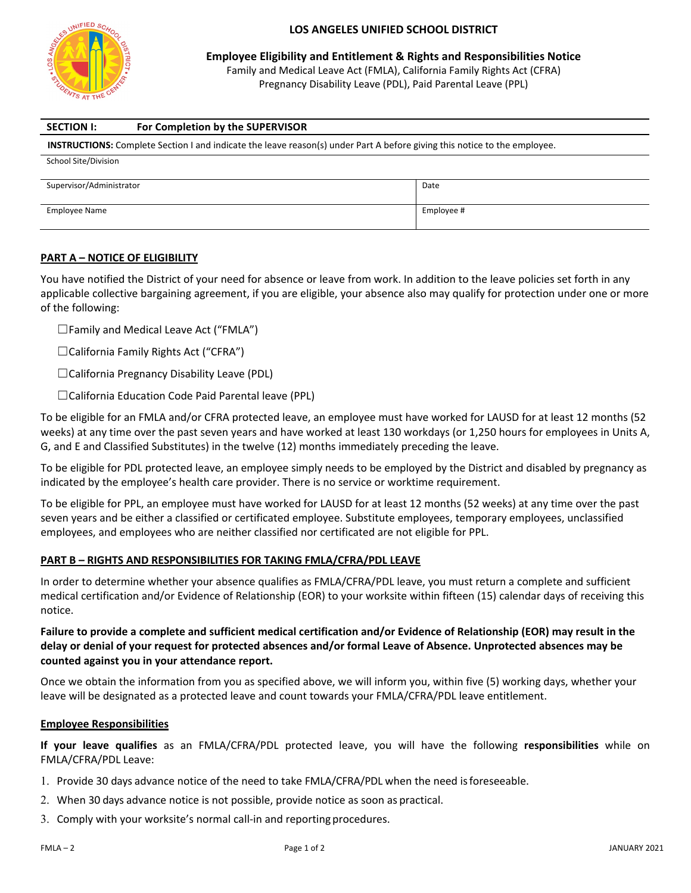# LOS ANGELES UNIFIED SCHOOL DISTRICT

## Employee Eligibility and Entitlement & Rights and Responsibilities Notice

Family and Medical Leave Act (FMLA), California Family Rights Act (CFRA)
Pregnancy Disability Leave (PDL), Paid Parental Leave (PPL)

| **SECTION I:** For Completion by the SUPERVISOR | |
|---|---|
| **INSTRUCTIONS:** Complete Section I and indicate the leave reason(s) under Part A before giving this notice to the employee. | |
| School Site/Division | |
| Supervisor/Administrator | Date |
| Employee Name | Employee # |

**PART A – NOTICE OF ELIGIBILITY**

You have notified the District of your need for absence or leave from work. In addition to the leave policies set forth in any applicable collective bargaining agreement, if you are eligible, your absence also may qualify for protection under one or more of the following:

☐Family and Medical Leave Act ("FMLA")

☐California Family Rights Act ("CFRA")

☐California Pregnancy Disability Leave (PDL)

☐California Education Code Paid Parental leave (PPL)

To be eligible for an FMLA and/or CFRA protected leave, an employee must have worked for LAUSD for at least 12 months (52 weeks) at any time over the past seven years and have worked at least 130 workdays (or 1,250 hours for employees in Units A, G, and E and Classified Substitutes) in the twelve (12) months immediately preceding the leave.

To be eligible for PDL protected leave, an employee simply needs to be employed by the District and disabled by pregnancy as indicated by the employee's health care provider. There is no service or worktime requirement.

To be eligible for PPL, an employee must have worked for LAUSD for at least 12 months (52 weeks) at any time over the past seven years and be either a classified or certificated employee. Substitute employees, temporary employees, unclassified employees, and employees who are neither classified nor certificated are not eligible for PPL.

**PART B – RIGHTS AND RESPONSIBILITIES FOR TAKING FMLA/CFRA/PDL LEAVE**

In order to determine whether your absence qualifies as FMLA/CFRA/PDL leave, you must return a complete and sufficient medical certification and/or Evidence of Relationship (EOR) to your worksite within fifteen (15) calendar days of receiving this notice.

**Failure to provide a complete and sufficient medical certification and/or Evidence of Relationship (EOR) may result in the delay or denial of your request for protected absences and/or formal Leave of Absence. Unprotected absences may be counted against you in your attendance report.**

Once we obtain the information from you as specified above, we will inform you, within five (5) working days, whether your leave will be designated as a protected leave and count towards your FMLA/CFRA/PDL leave entitlement.

**Employee Responsibilities**

**If your leave qualifies** as an FMLA/CFRA/PDL protected leave, you will have the following **responsibilities** while on FMLA/CFRA/PDL Leave:

1. Provide 30 days advance notice of the need to take FMLA/CFRA/PDL when the need is foreseeable.
2. When 30 days advance notice is not possible, provide notice as soon as practical.
3. Comply with your worksite's normal call-in and reporting procedures.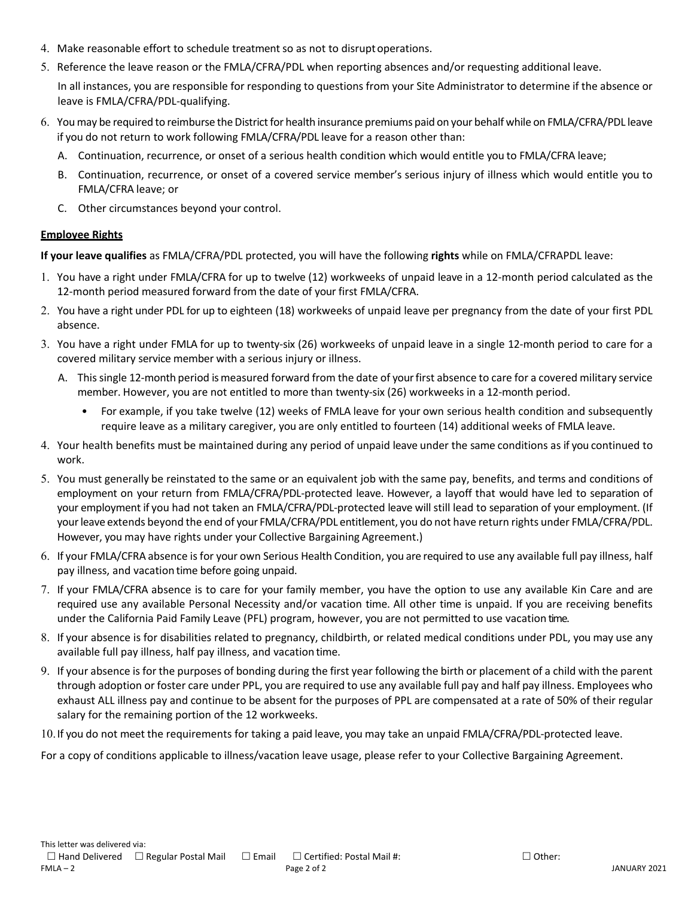4. Make reasonable effort to schedule treatment so as not to disrupt operations.
5. Reference the leave reason or the FMLA/CFRA/PDL when reporting absences and/or requesting additional leave.

   In all instances, you are responsible for responding to questions from your Site Administrator to determine if the absence or leave is FMLA/CFRA/PDL-qualifying.

6. You may be required to reimburse the District for health insurance premiums paid on your behalf while on FMLA/CFRA/PDL leave if you do not return to work following FMLA/CFRA/PDL leave for a reason other than:
   A. Continuation, recurrence, or onset of a serious health condition which would entitle you to FMLA/CFRA leave;
   B. Continuation, recurrence, or onset of a covered service member's serious injury of illness which would entitle you to FMLA/CFRA leave; or
   C. Other circumstances beyond your control.

**Employee Rights**

**If your leave qualifies** as FMLA/CFRA/PDL protected, you will have the following **rights** while on FMLA/CFRAPDL leave:

1. You have a right under FMLA/CFRA for up to twelve (12) workweeks of unpaid leave in a 12-month period calculated as the 12-month period measured forward from the date of your first FMLA/CFRA.
2. You have a right under PDL for up to eighteen (18) workweeks of unpaid leave per pregnancy from the date of your first PDL absence.
3. You have a right under FMLA for up to twenty-six (26) workweeks of unpaid leave in a single 12-month period to care for a covered military service member with a serious injury or illness.
   A. This single 12-month period is measured forward from the date of your first absence to care for a covered military service member. However, you are not entitled to more than twenty-six (26) workweeks in a 12-month period.
      - For example, if you take twelve (12) weeks of FMLA leave for your own serious health condition and subsequently require leave as a military caregiver, you are only entitled to fourteen (14) additional weeks of FMLA leave.
4. Your health benefits must be maintained during any period of unpaid leave under the same conditions as if you continued to work.
5. You must generally be reinstated to the same or an equivalent job with the same pay, benefits, and terms and conditions of employment on your return from FMLA/CFRA/PDL-protected leave. However, a layoff that would have led to separation of your employment if you had not taken an FMLA/CFRA/PDL-protected leave will still lead to separation of your employment. (If your leave extends beyond the end of your FMLA/CFRA/PDL entitlement, you do not have return rights under FMLA/CFRA/PDL. However, you may have rights under your Collective Bargaining Agreement.)
6. If your FMLA/CFRA absence is for your own Serious Health Condition, you are required to use any available full pay illness, half pay illness, and vacation time before going unpaid.
7. If your FMLA/CFRA absence is to care for your family member, you have the option to use any available Kin Care and are required use any available Personal Necessity and/or vacation time. All other time is unpaid. If you are receiving benefits under the California Paid Family Leave (PFL) program, however, you are not permitted to use vacation time.
8. If your absence is for disabilities related to pregnancy, childbirth, or related medical conditions under PDL, you may use any available full pay illness, half pay illness, and vacation time.
9. If your absence is for the purposes of bonding during the first year following the birth or placement of a child with the parent through adoption or foster care under PPL, you are required to use any available full pay and half pay illness. Employees who exhaust ALL illness pay and continue to be absent for the purposes of PPL are compensated at a rate of 50% of their regular salary for the remaining portion of the 12 workweeks.
10. If you do not meet the requirements for taking a paid leave, you may take an unpaid FMLA/CFRA/PDL-protected leave.

For a copy of conditions applicable to illness/vacation leave usage, please refer to your Collective Bargaining Agreement.

This letter was delivered via:
☐ Hand Delivered ☐ Regular Postal Mail ☐ Email ☐ Certified: Postal Mail #: ☐ Other: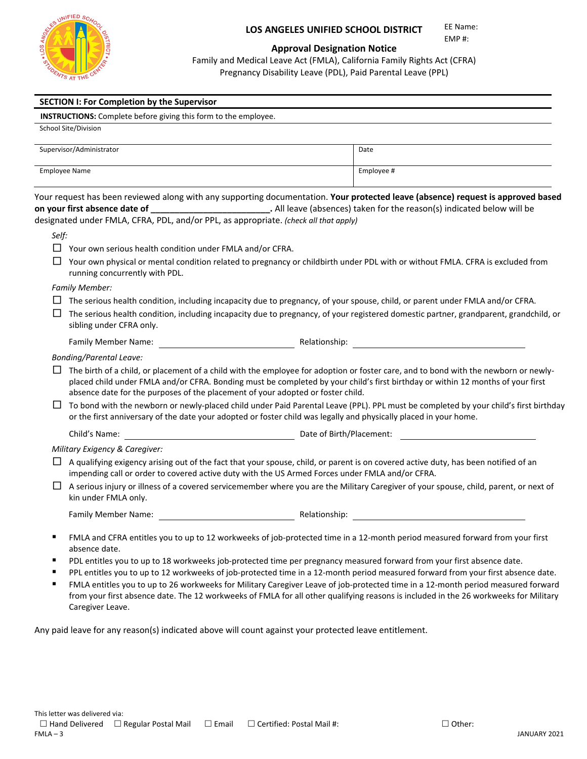EE Name:
EMP #:

# LOS ANGELES UNIFIED SCHOOL DISTRICT

## Approval Designation Notice

Family and Medical Leave Act (FMLA), California Family Rights Act (CFRA)
Pregnancy Disability Leave (PDL), Paid Parental Leave (PPL)

### SECTION I: For Completion by the Supervisor

**INSTRUCTIONS:** Complete before giving this form to the employee.

| School Site/Division | |
|---|---|
| Supervisor/Administrator | Date |
| Employee Name | Employee # |

Your request has been reviewed along with any supporting documentation. **Your protected leave (absence) request is approved based on your first absence date of ________________________.** All leave (absences) taken for the reason(s) indicated below will be designated under FMLA, CFRA, PDL, and/or PPL, as appropriate. *(check all that apply)*

*Self:*

- ☐ Your own serious health condition under FMLA and/or CFRA.
- ☐ Your own physical or mental condition related to pregnancy or childbirth under PDL with or without FMLA. CFRA is excluded from running concurrently with PDL.

*Family Member:*

- ☐ The serious health condition, including incapacity due to pregnancy, of your spouse, child, or parent under FMLA and/or CFRA.
- ☐ The serious health condition, including incapacity due to pregnancy, of your registered domestic partner, grandparent, grandchild, or sibling under CFRA only.

Family Member Name: ________________________ Relationship: ________________________

*Bonding/Parental Leave:*

- ☐ The birth of a child, or placement of a child with the employee for adoption or foster care, and to bond with the newborn or newly-placed child under FMLA and/or CFRA. Bonding must be completed by your child's first birthday or within 12 months of your first absence date for the purposes of the placement of your adopted or foster child.
- ☐ To bond with the newborn or newly-placed child under Paid Parental Leave (PPL). PPL must be completed by your child's first birthday or the first anniversary of the date your adopted or foster child was legally and physically placed in your home.

Child's Name: ________________________ Date of Birth/Placement: ________________________

*Military Exigency & Caregiver:*

- ☐ A qualifying exigency arising out of the fact that your spouse, child, or parent is on covered active duty, has been notified of an impending call or order to covered active duty with the US Armed Forces under FMLA and/or CFRA.
- ☐ A serious injury or illness of a covered servicemember where you are the Military Caregiver of your spouse, child, parent, or next of kin under FMLA only.

Family Member Name: ________________________ Relationship: ________________________

- FMLA and CFRA entitles you to up to 12 workweeks of job-protected time in a 12-month period measured forward from your first absence date.
- PDL entitles you to up to 18 workweeks job-protected time per pregnancy measured forward from your first absence date.
- PPL entitles you to up to 12 workweeks of job-protected time in a 12-month period measured forward from your first absence date.
- FMLA entitles you to up to 26 workweeks for Military Caregiver Leave of job-protected time in a 12-month period measured forward from your first absence date. The 12 workweeks of FMLA for all other qualifying reasons is included in the 26 workweeks for Military Caregiver Leave.

Any paid leave for any reason(s) indicated above will count against your protected leave entitlement.

This letter was delivered via:
☐ Hand Delivered ☐ Regular Postal Mail ☐ Email ☐ Certified: Postal Mail #: ☐ Other:

FMLA – 3 JANUARY 2021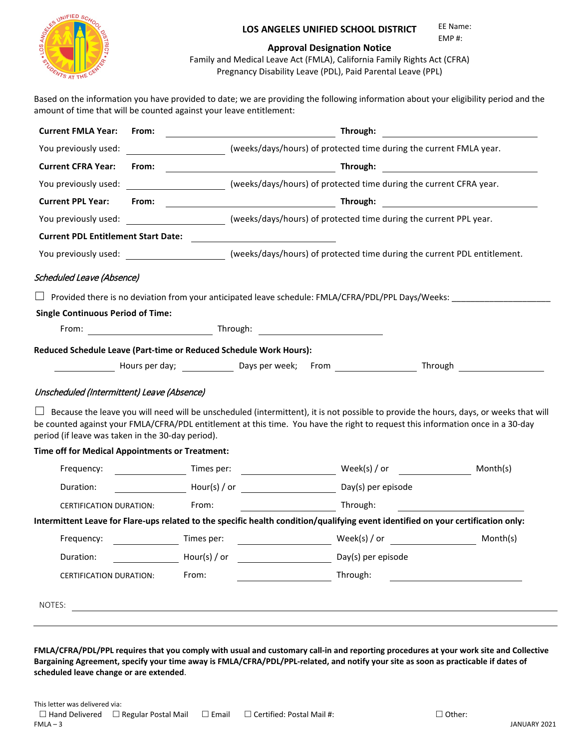# LOS ANGELES UNIFIED SCHOOL DISTRICT

EE Name:
EMP #:

## Approval Designation Notice

Family and Medical Leave Act (FMLA), California Family Rights Act (CFRA)
Pregnancy Disability Leave (PDL), Paid Parental Leave (PPL)

Based on the information you have provided to date; we are providing the following information about your eligibility period and the amount of time that will be counted against your leave entitlement:

**Current FMLA Year:** **From:** ______________________ **Through:** ______________________

You previously used: ______________ (weeks/days/hours) of protected time during the current FMLA year.

**Current CFRA Year:** **From:** ______________________ **Through:** ______________________

You previously used: ______________ (weeks/days/hours) of protected time during the current CFRA year.

**Current PPL Year:** **From:** ______________________ **Through:** ______________________

You previously used: ______________ (weeks/days/hours) of protected time during the current PPL year.

**Current PDL Entitlement Start Date:** ______________________

You previously used: ______________ (weeks/days/hours) of protected time during the current PDL entitlement.

*Scheduled Leave (Absence)*

☐ Provided there is no deviation from your anticipated leave schedule: FMLA/CFRA/PDL/PPL Days/Weeks: ______________

**Single Continuous Period of Time:**

From: ______________ Through: ______________

**Reduced Schedule Leave (Part-time or Reduced Schedule Work Hours):**

________ Hours per day; ________ Days per week; From ____________ Through ____________

*Unscheduled (Intermittent) Leave (Absence)*

☐ Because the leave you will need will be unscheduled (intermittent), it is not possible to provide the hours, days, or weeks that will be counted against your FMLA/CFRA/PDL entitlement at this time. You have the right to request this information once in a 30-day period (if leave was taken in the 30-day period).

**Time off for Medical Appointments or Treatment:**

Frequency: ________ Times per: ____________ Week(s) / or ____________ Month(s)

Duration: ________ Hour(s) / or ____________ Day(s) per episode

CERTIFICATION DURATION: From: ____________ Through: ____________

**Intermittent Leave for Flare-ups related to the specific health condition/qualifying event identified on your certification only:**

Frequency: ________ Times per: ____________ Week(s) / or ____________ Month(s)

Duration: ________ Hour(s) / or ____________ Day(s) per episode

CERTIFICATION DURATION: From: ____________ Through: ____________

NOTES: ________________________________________________

**FMLA/CFRA/PDL/PPL requires that you comply with usual and customary call-in and reporting procedures at your work site and Collective Bargaining Agreement, specify your time away is FMLA/CFRA/PDL/PPL-related, and notify your site as soon as practicable if dates of scheduled leave change or are extended**.

This letter was delivered via:
☐ Hand Delivered ☐ Regular Postal Mail ☐ Email ☐ Certified: Postal Mail #: ☐ Other:

FMLA – 3 JANUARY 2021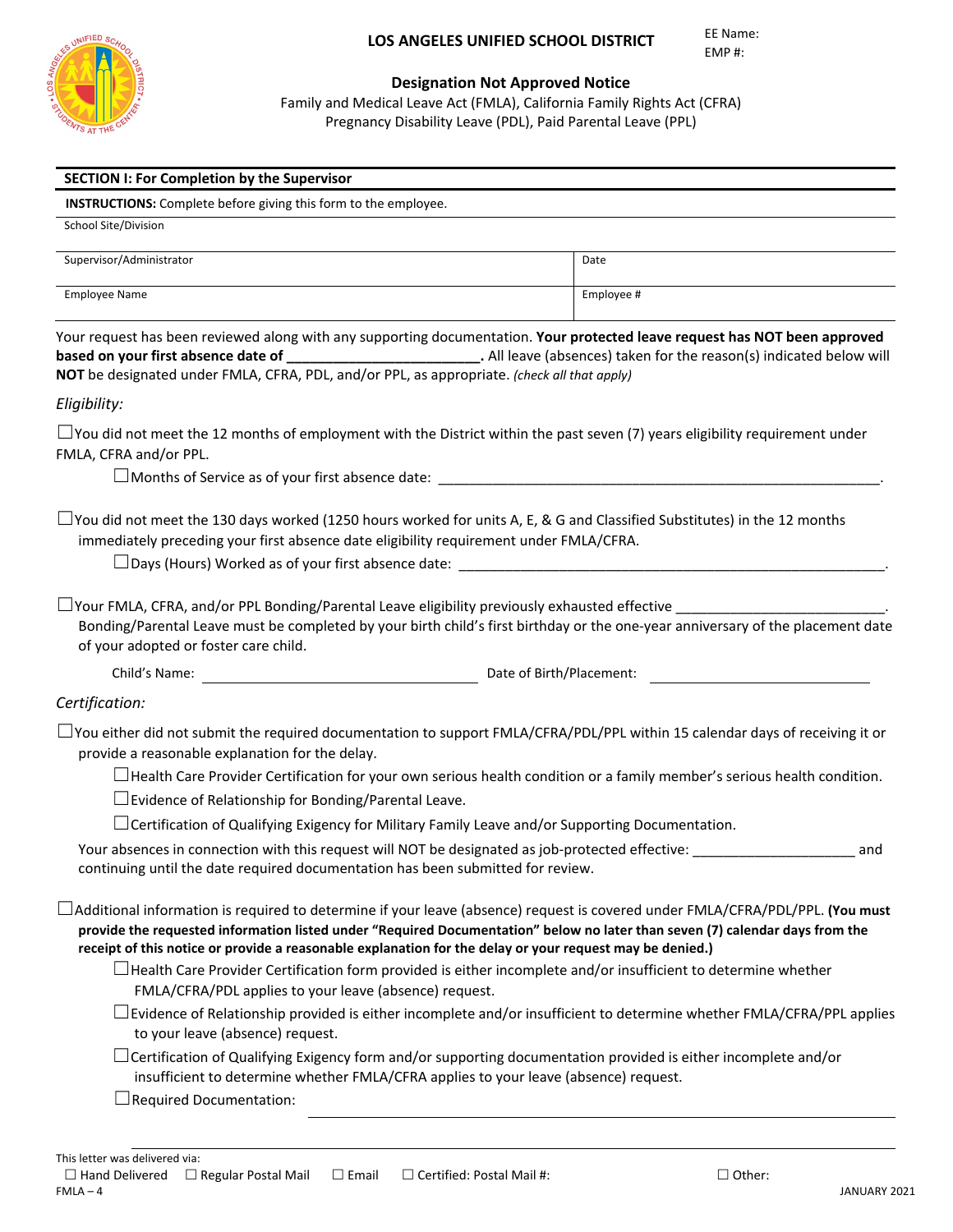EE Name:
EMP #:

# LOS ANGELES UNIFIED SCHOOL DISTRICT

## Designation Not Approved Notice

Family and Medical Leave Act (FMLA), California Family Rights Act (CFRA)
Pregnancy Disability Leave (PDL), Paid Parental Leave (PPL)

### SECTION I: For Completion by the Supervisor

**INSTRUCTIONS:** Complete before giving this form to the employee.

| School Site/Division | |
|---|---|
| Supervisor/Administrator | Date |
| Employee Name | Employee # |

Your request has been reviewed along with any supporting documentation. **Your protected leave request has NOT been approved based on your first absence date of ________________________.** All leave (absences) taken for the reason(s) indicated below will **NOT** be designated under FMLA, CFRA, PDL, and/or PPL, as appropriate. *(check all that apply)*

*Eligibility:*

☐ You did not meet the 12 months of employment with the District within the past seven (7) years eligibility requirement under FMLA, CFRA and/or PPL.

- ☐ Months of Service as of your first absence date: ________________________________________________.

☐ You did not meet the 130 days worked (1250 hours worked for units A, E, & G and Classified Substitutes) in the 12 months immediately preceding your first absence date eligibility requirement under FMLA/CFRA.

- ☐ Days (Hours) Worked as of your first absence date: ________________________________________________.

☐ Your FMLA, CFRA, and/or PPL Bonding/Parental Leave eligibility previously exhausted effective __________________________. Bonding/Parental Leave must be completed by your birth child's first birthday or the one-year anniversary of the placement date of your adopted or foster care child.

Child's Name: ______________________________ Date of Birth/Placement: ________________________

*Certification:*

☐ You either did not submit the required documentation to support FMLA/CFRA/PDL/PPL within 15 calendar days of receiving it or provide a reasonable explanation for the delay.

- ☐ Health Care Provider Certification for your own serious health condition or a family member's serious health condition.
- ☐ Evidence of Relationship for Bonding/Parental Leave.
- ☐ Certification of Qualifying Exigency for Military Family Leave and/or Supporting Documentation.

Your absences in connection with this request will NOT be designated as job-protected effective: ____________________ and continuing until the date required documentation has been submitted for review.

☐ Additional information is required to determine if your leave (absence) request is covered under FMLA/CFRA/PDL/PPL. **(You must provide the requested information listed under "Required Documentation" below no later than seven (7) calendar days from the receipt of this notice or provide a reasonable explanation for the delay or your request may be denied.)**

- ☐ Health Care Provider Certification form provided is either incomplete and/or insufficient to determine whether FMLA/CFRA/PDL applies to your leave (absence) request.
- ☐ Evidence of Relationship provided is either incomplete and/or insufficient to determine whether FMLA/CFRA/PPL applies to your leave (absence) request.
- ☐ Certification of Qualifying Exigency form and/or supporting documentation provided is either incomplete and/or insufficient to determine whether FMLA/CFRA applies to your leave (absence) request.
- ☐ Required Documentation: ________________________________________________

This letter was delivered via:
☐ Hand Delivered ☐ Regular Postal Mail ☐ Email ☐ Certified: Postal Mail #: ☐ Other:

FMLA – 4 JANUARY 2021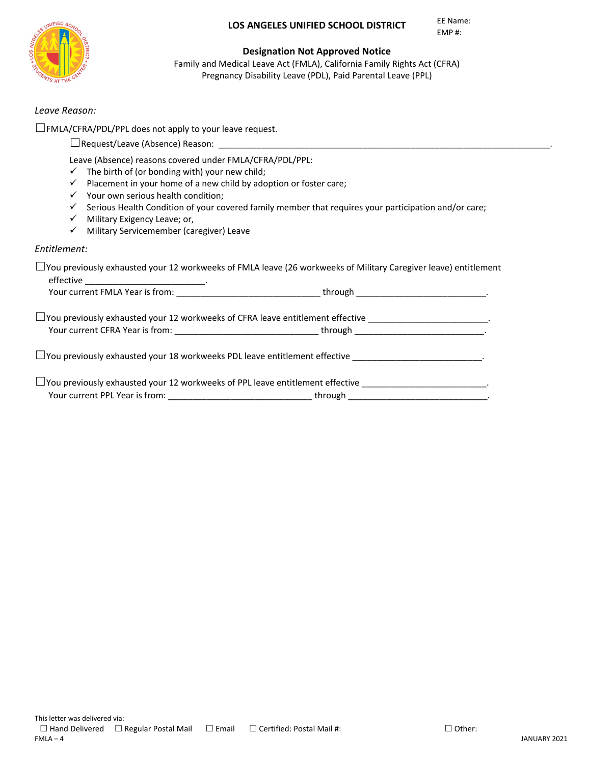# LOS ANGELES UNIFIED SCHOOL DISTRICT

EE Name:
EMP #:

## Designation Not Approved Notice

Family and Medical Leave Act (FMLA), California Family Rights Act (CFRA)
Pregnancy Disability Leave (PDL), Paid Parental Leave (PPL)

*Leave Reason:*

☐FMLA/CFRA/PDL/PPL does not apply to your leave request.

☐Request/Leave (Absence) Reason: ______________________________________________________________________.

Leave (Absence) reasons covered under FMLA/CFRA/PDL/PPL:

- ✓ The birth of (or bonding with) your new child;
- ✓ Placement in your home of a new child by adoption or foster care;
- ✓ Your own serious health condition;
- ✓ Serious Health Condition of your covered family member that requires your participation and/or care;
- ✓ Military Exigency Leave; or,
- ✓ Military Servicemember (caregiver) Leave

*Entitlement:*

☐You previously exhausted your 12 workweeks of FMLA leave (26 workweeks of Military Caregiver leave) entitlement effective ________________________.
Your current FMLA Year is from: _____________________________ through ___________________________.

☐You previously exhausted your 12 workweeks of CFRA leave entitlement effective ________________________.
Your current CFRA Year is from: _____________________________ through ___________________________.

☐You previously exhausted your 18 workweeks PDL leave entitlement effective ___________________________.

☐You previously exhausted your 12 workweeks of PPL leave entitlement effective _________________________.
Your current PPL Year is from: _____________________________ through _____________________________.

This letter was delivered via:
☐ Hand Delivered ☐ Regular Postal Mail ☐ Email ☐ Certified: Postal Mail #: ☐ Other:

FMLA – 4 JANUARY 2021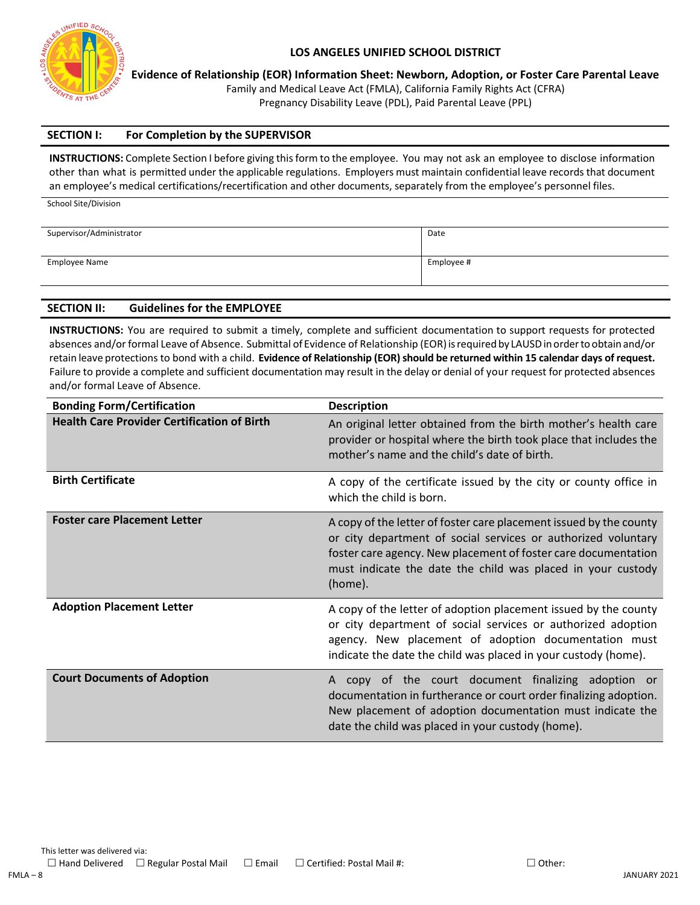# LOS ANGELES UNIFIED SCHOOL DISTRICT

**Evidence of Relationship (EOR) Information Sheet: Newborn, Adoption, or Foster Care Parental Leave**

Family and Medical Leave Act (FMLA), California Family Rights Act (CFRA)
Pregnancy Disability Leave (PDL), Paid Parental Leave (PPL)

## SECTION I: For Completion by the SUPERVISOR

**INSTRUCTIONS:** Complete Section I before giving this form to the employee. You may not ask an employee to disclose information other than what is permitted under the applicable regulations. Employers must maintain confidential leave records that document an employee's medical certifications/recertification and other documents, separately from the employee's personnel files.

| | |
|---|---|
| School Site/Division | |
| Supervisor/Administrator | Date |
| Employee Name | Employee # |

## SECTION II: Guidelines for the EMPLOYEE

**INSTRUCTIONS:** You are required to submit a timely, complete and sufficient documentation to support requests for protected absences and/or formal Leave of Absence. Submittal of Evidence of Relationship (EOR) is required by LAUSD in order to obtain and/or retain leave protections to bond with a child. **Evidence of Relationship (EOR) should be returned within 15 calendar days of request.** Failure to provide a complete and sufficient documentation may result in the delay or denial of your request for protected absences and/or formal Leave of Absence.

| Bonding Form/Certification | Description |
|---|---|
| **Health Care Provider Certification of Birth** | An original letter obtained from the birth mother's health care provider or hospital where the birth took place that includes the mother's name and the child's date of birth. |
| **Birth Certificate** | A copy of the certificate issued by the city or county office in which the child is born. |
| **Foster care Placement Letter** | A copy of the letter of foster care placement issued by the county or city department of social services or authorized voluntary foster care agency. New placement of foster care documentation must indicate the date the child was placed in your custody (home). |
| **Adoption Placement Letter** | A copy of the letter of adoption placement issued by the county or city department of social services or authorized adoption agency. New placement of adoption documentation must indicate the date the child was placed in your custody (home). |
| **Court Documents of Adoption** | A copy of the court document finalizing adoption or documentation in furtherance or court order finalizing adoption. New placement of adoption documentation must indicate the date the child was placed in your custody (home). |

This letter was delivered via:
☐ Hand Delivered ☐ Regular Postal Mail ☐ Email ☐ Certified: Postal Mail #: ☐ Other:

FMLA – 8 JANUARY 2021